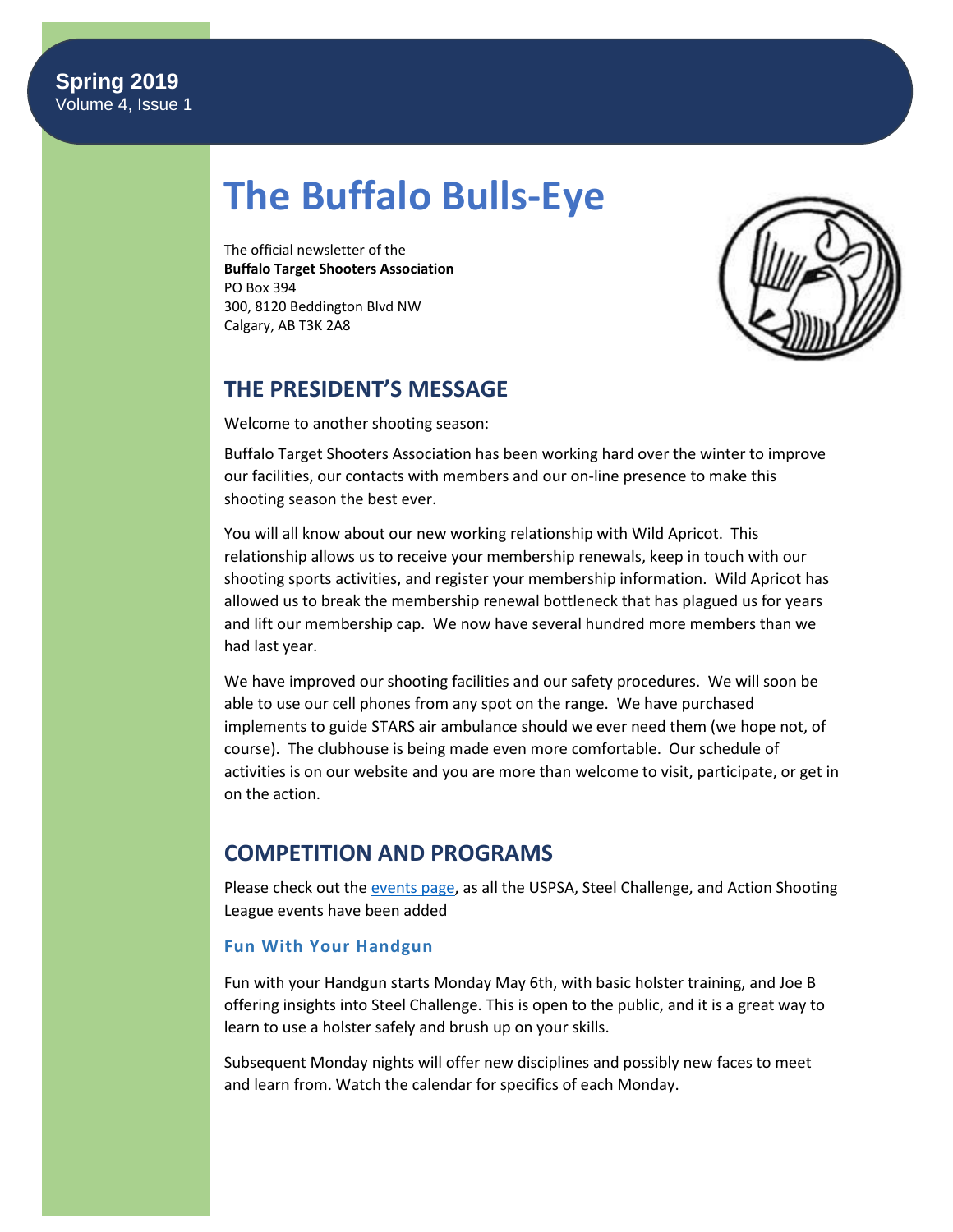**Spring 2019**
Volume 4, Issue 1

# The Buffalo Bulls-Eye

The official newsletter of the
**Buffalo Target Shooters Association**
PO Box 394
300, 8120 Beddington Blvd NW
Calgary, AB T3K 2A8

## THE PRESIDENT'S MESSAGE

Welcome to another shooting season:

Buffalo Target Shooters Association has been working hard over the winter to improve our facilities, our contacts with members and our on-line presence to make this shooting season the best ever.

You will all know about our new working relationship with Wild Apricot. This relationship allows us to receive your membership renewals, keep in touch with our shooting sports activities, and register your membership information. Wild Apricot has allowed us to break the membership renewal bottleneck that has plagued us for years and lift our membership cap. We now have several hundred more members than we had last year.

We have improved our shooting facilities and our safety procedures. We will soon be able to use our cell phones from any spot on the range. We have purchased implements to guide STARS air ambulance should we ever need them (we hope not, of course). The clubhouse is being made even more comfortable. Our schedule of activities is on our website and you are more than welcome to visit, participate, or get in on the action.

## COMPETITION AND PROGRAMS

Please check out the events page, as all the USPSA, Steel Challenge, and Action Shooting League events have been added

### Fun With Your Handgun

Fun with your Handgun starts Monday May 6th, with basic holster training, and Joe B offering insights into Steel Challenge. This is open to the public, and it is a great way to learn to use a holster safely and brush up on your skills.

Subsequent Monday nights will offer new disciplines and possibly new faces to meet and learn from. Watch the calendar for specifics of each Monday.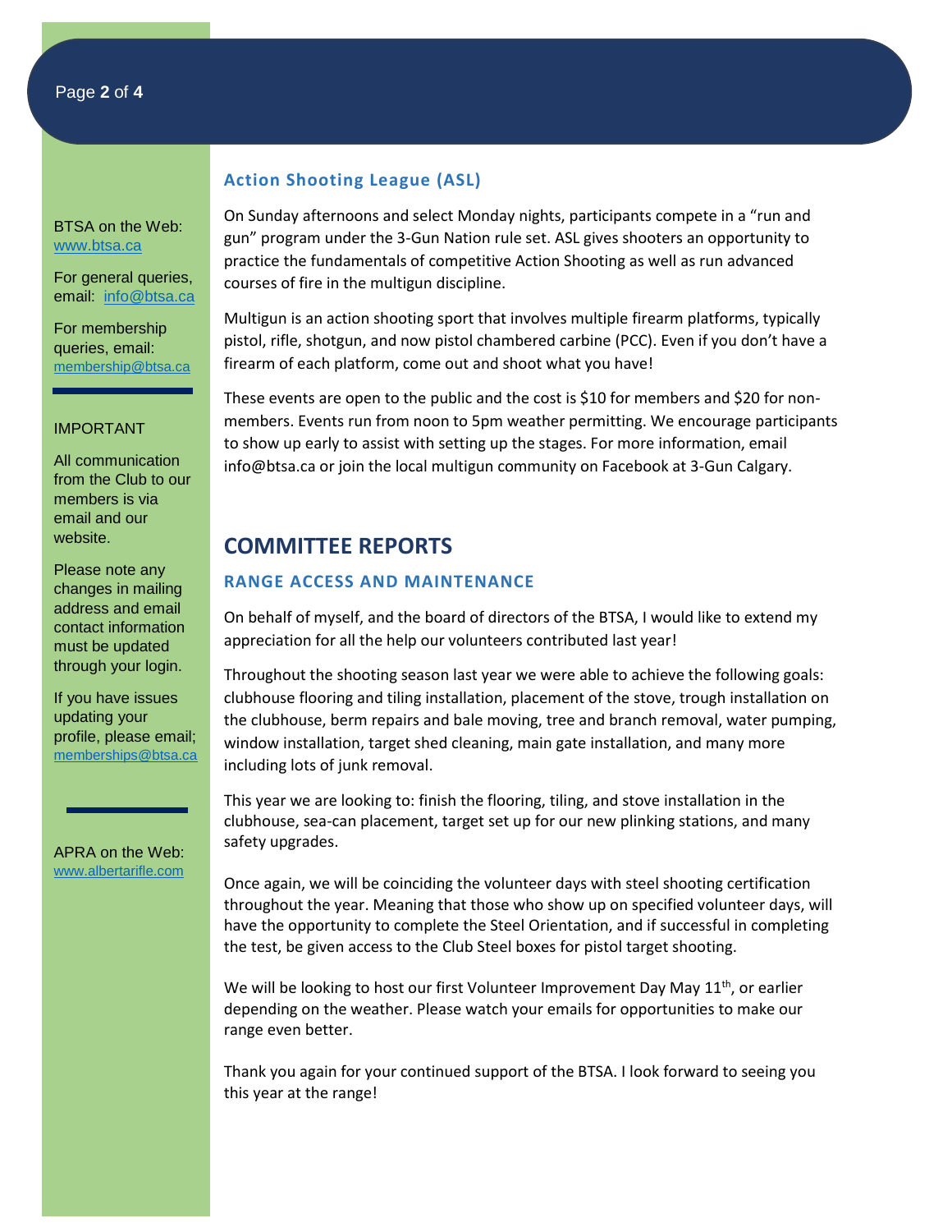BTSA on the Web: www.btsa.ca

For general queries, email: info@btsa.ca

For membership queries, email: membership@btsa.ca

IMPORTANT

All communication from the Club to our members is via email and our website.

Please note any changes in mailing address and email contact information must be updated through your login.

If you have issues updating your profile, please email; memberships@btsa.ca

APRA on the Web: www.albertarifle.com

### Action Shooting League (ASL)

On Sunday afternoons and select Monday nights, participants compete in a "run and gun" program under the 3-Gun Nation rule set. ASL gives shooters an opportunity to practice the fundamentals of competitive Action Shooting as well as run advanced courses of fire in the multigun discipline.

Multigun is an action shooting sport that involves multiple firearm platforms, typically pistol, rifle, shotgun, and now pistol chambered carbine (PCC). Even if you don't have a firearm of each platform, come out and shoot what you have!

These events are open to the public and the cost is $10 for members and $20 for non-members. Events run from noon to 5pm weather permitting. We encourage participants to show up early to assist with setting up the stages. For more information, email info@btsa.ca or join the local multigun community on Facebook at 3-Gun Calgary.

## COMMITTEE REPORTS

### RANGE ACCESS AND MAINTENANCE

On behalf of myself, and the board of directors of the BTSA, I would like to extend my appreciation for all the help our volunteers contributed last year!

Throughout the shooting season last year we were able to achieve the following goals: clubhouse flooring and tiling installation, placement of the stove, trough installation on the clubhouse, berm repairs and bale moving, tree and branch removal, water pumping, window installation, target shed cleaning, main gate installation, and many more including lots of junk removal.

This year we are looking to: finish the flooring, tiling, and stove installation in the clubhouse, sea-can placement, target set up for our new plinking stations, and many safety upgrades.

Once again, we will be coinciding the volunteer days with steel shooting certification throughout the year. Meaning that those who show up on specified volunteer days, will have the opportunity to complete the Steel Orientation, and if successful in completing the test, be given access to the Club Steel boxes for pistol target shooting.

We will be looking to host our first Volunteer Improvement Day May 11th, or earlier depending on the weather. Please watch your emails for opportunities to make our range even better.

Thank you again for your continued support of the BTSA. I look forward to seeing you this year at the range!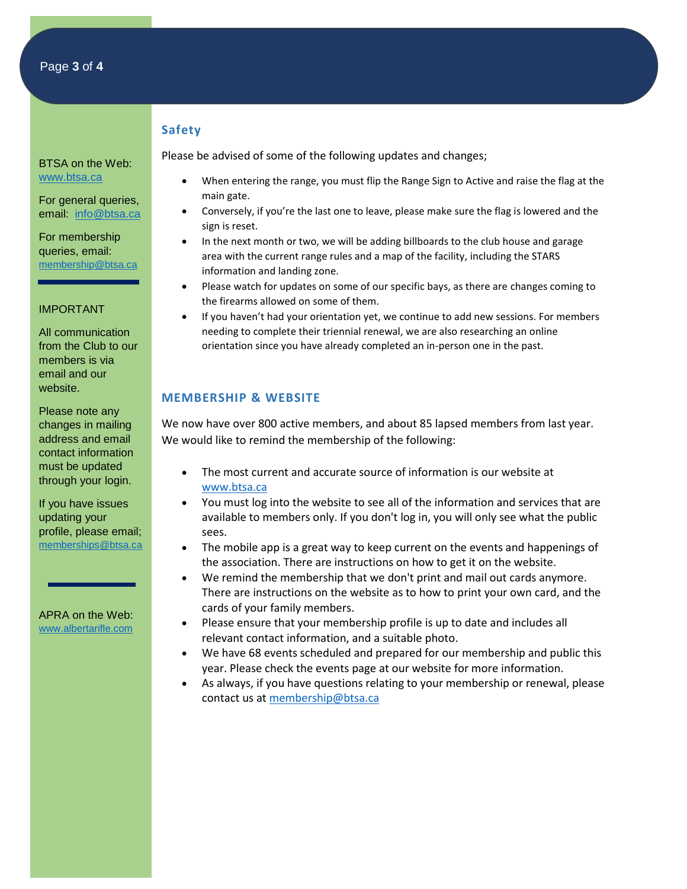## Safety

Please be advised of some of the following updates and changes;

- When entering the range, you must flip the Range Sign to Active and raise the flag at the main gate.
- Conversely, if you're the last one to leave, please make sure the flag is lowered and the sign is reset.
- In the next month or two, we will be adding billboards to the club house and garage area with the current range rules and a map of the facility, including the STARS information and landing zone.
- Please watch for updates on some of our specific bays, as there are changes coming to the firearms allowed on some of them.
- If you haven't had your orientation yet, we continue to add new sessions. For members needing to complete their triennial renewal, we are also researching an online orientation since you have already completed an in-person one in the past.

## MEMBERSHIP & WEBSITE

We now have over 800 active members, and about 85 lapsed members from last year. We would like to remind the membership of the following:

- The most current and accurate source of information is our website at www.btsa.ca
- You must log into the website to see all of the information and services that are available to members only. If you don't log in, you will only see what the public sees.
- The mobile app is a great way to keep current on the events and happenings of the association. There are instructions on how to get it on the website.
- We remind the membership that we don't print and mail out cards anymore. There are instructions on the website as to how to print your own card, and the cards of your family members.
- Please ensure that your membership profile is up to date and includes all relevant contact information, and a suitable photo.
- We have 68 events scheduled and prepared for our membership and public this year. Please check the events page at our website for more information.
- As always, if you have questions relating to your membership or renewal, please contact us at membership@btsa.ca

---

BTSA on the Web: www.btsa.ca

For general queries, email: info@btsa.ca

For membership queries, email: membership@btsa.ca

IMPORTANT

All communication from the Club to our members is via email and our website.

Please note any changes in mailing address and email contact information must be updated through your login.

If you have issues updating your profile, please email; memberships@btsa.ca

APRA on the Web: www.albertarifle.com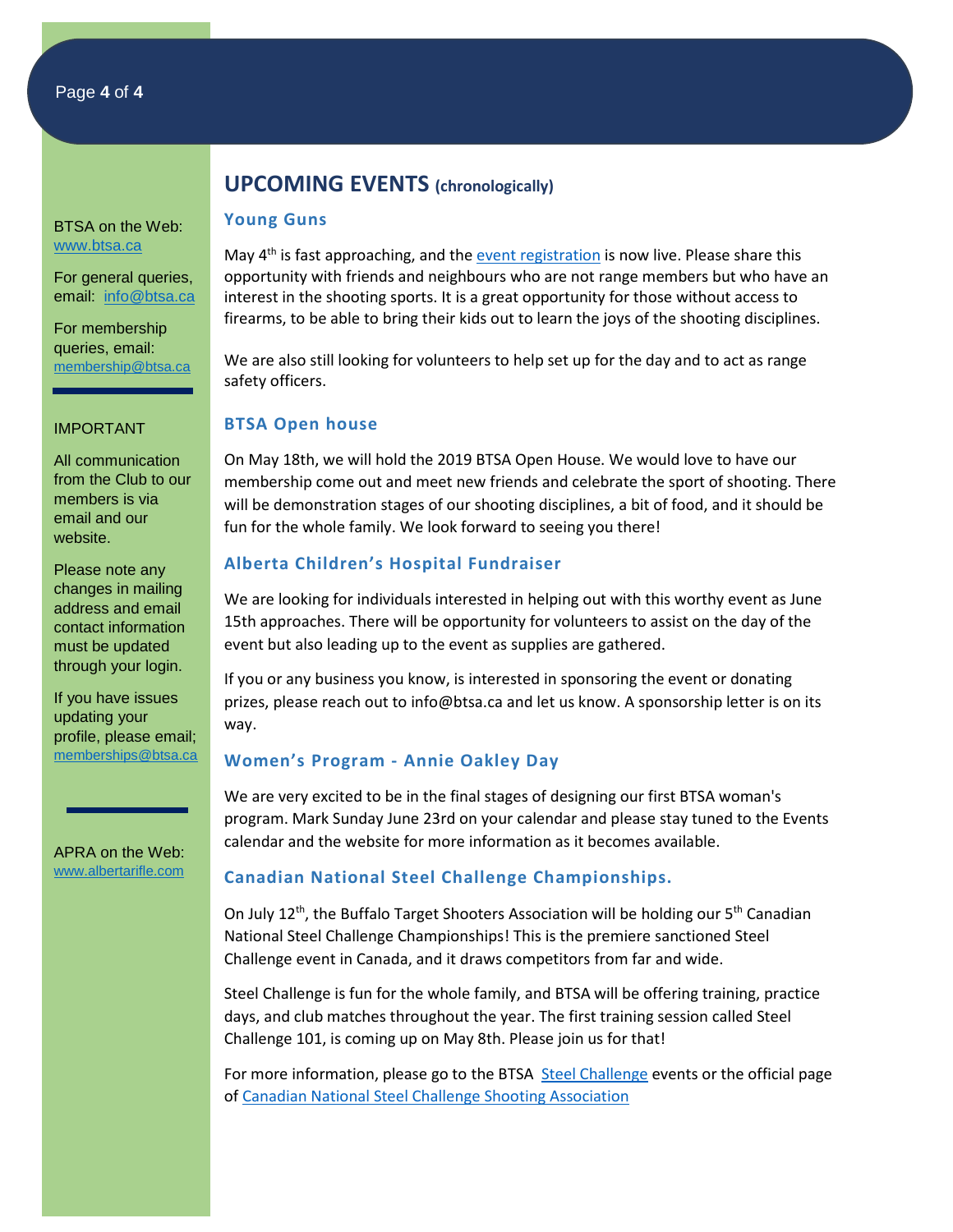BTSA on the Web: www.btsa.ca

For general queries, email: info@btsa.ca

For membership queries, email: membership@btsa.ca

IMPORTANT

All communication from the Club to our members is via email and our website.

Please note any changes in mailing address and email contact information must be updated through your login.

If you have issues updating your profile, please email; memberships@btsa.ca

APRA on the Web: www.albertarifle.com

## UPCOMING EVENTS (chronologically)

### Young Guns

May 4th is fast approaching, and the event registration is now live. Please share this opportunity with friends and neighbours who are not range members but who have an interest in the shooting sports. It is a great opportunity for those without access to firearms, to be able to bring their kids out to learn the joys of the shooting disciplines.

We are also still looking for volunteers to help set up for the day and to act as range safety officers.

### BTSA Open house

On May 18th, we will hold the 2019 BTSA Open House. We would love to have our membership come out and meet new friends and celebrate the sport of shooting. There will be demonstration stages of our shooting disciplines, a bit of food, and it should be fun for the whole family. We look forward to seeing you there!

### Alberta Children's Hospital Fundraiser

We are looking for individuals interested in helping out with this worthy event as June 15th approaches. There will be opportunity for volunteers to assist on the day of the event but also leading up to the event as supplies are gathered.

If you or any business you know, is interested in sponsoring the event or donating prizes, please reach out to info@btsa.ca and let us know. A sponsorship letter is on its way.

### Women's Program - Annie Oakley Day

We are very excited to be in the final stages of designing our first BTSA woman's program. Mark Sunday June 23rd on your calendar and please stay tuned to the Events calendar and the website for more information as it becomes available.

### Canadian National Steel Challenge Championships.

On July 12th, the Buffalo Target Shooters Association will be holding our 5th Canadian National Steel Challenge Championships! This is the premiere sanctioned Steel Challenge event in Canada, and it draws competitors from far and wide.

Steel Challenge is fun for the whole family, and BTSA will be offering training, practice days, and club matches throughout the year. The first training session called Steel Challenge 101, is coming up on May 8th. Please join us for that!

For more information, please go to the BTSA Steel Challenge events or the official page of Canadian National Steel Challenge Shooting Association